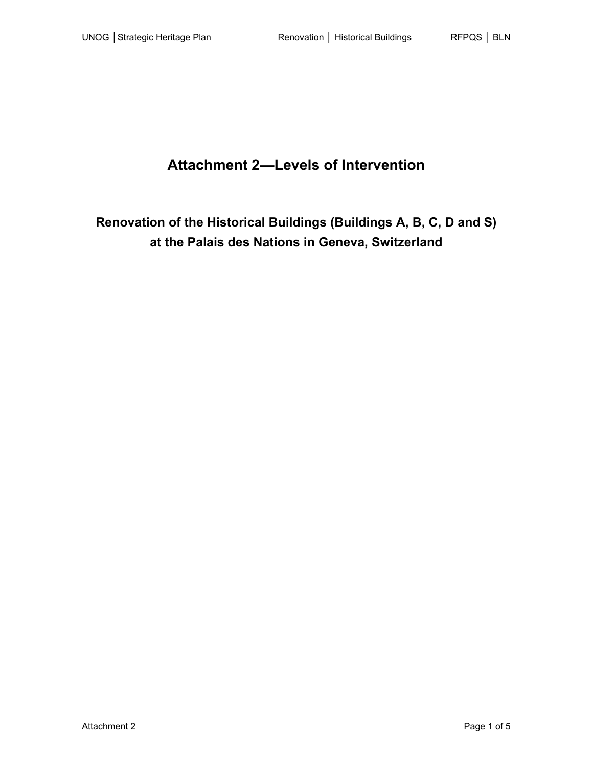# Attachment 2—Levels of Intervention

## Renovation of the Historical Buildings (Buildings A, B, C, D and S) at the Palais des Nations in Geneva, Switzerland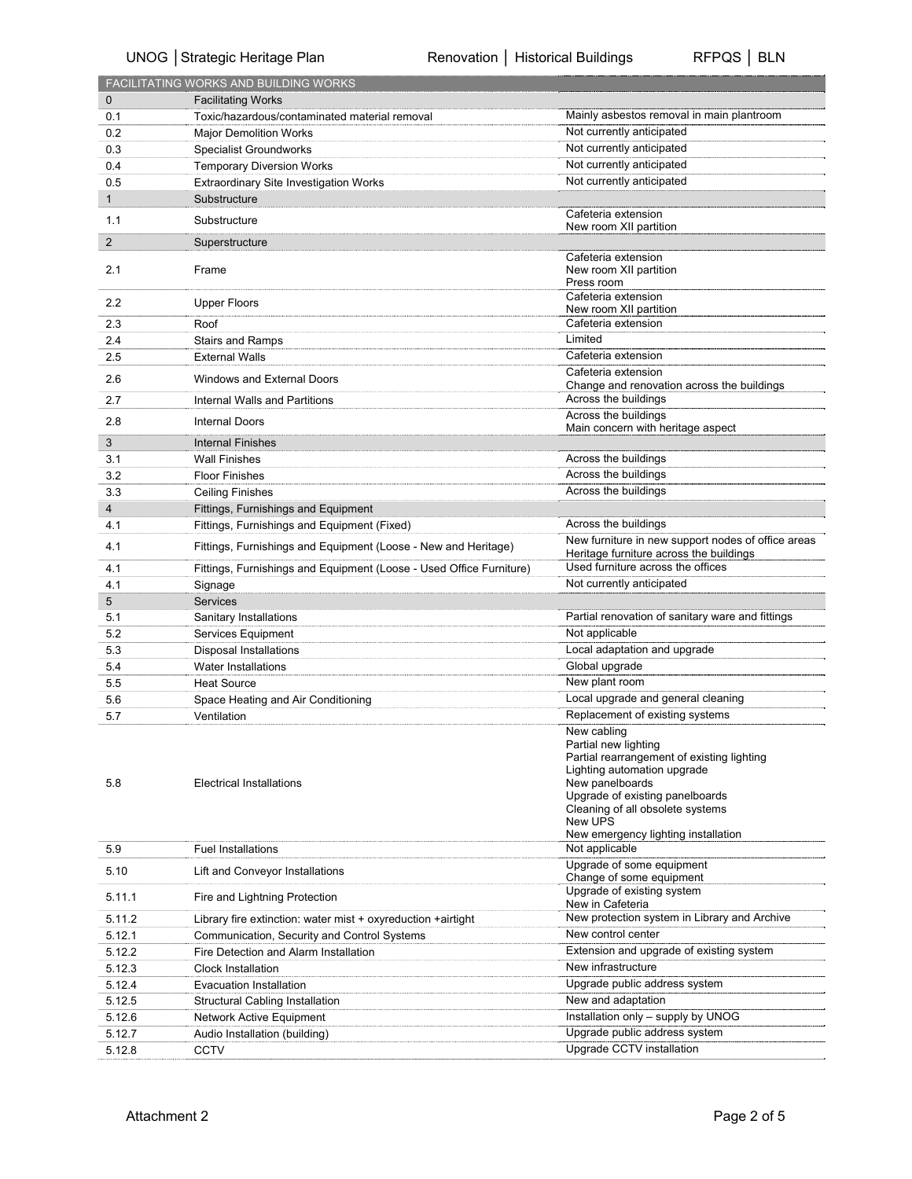| FACILITATING WORKS AND BUILDING WORKS | | |
|---|---|---|
| 0 | Facilitating Works | |
| 0.1 | Toxic/hazardous/contaminated material removal | Mainly asbestos removal in main plantroom |
| 0.2 | Major Demolition Works | Not currently anticipated |
| 0.3 | Specialist Groundworks | Not currently anticipated |
| 0.4 | Temporary Diversion Works | Not currently anticipated |
| 0.5 | Extraordinary Site Investigation Works | Not currently anticipated |
| 1 | Substructure | |
| 1.1 | Substructure | Cafeteria extension<br>New room XII partition |
| 2 | Superstructure | |
| 2.1 | Frame | Cafeteria extension<br>New room XII partition<br>Press room |
| 2.2 | Upper Floors | Cafeteria extension<br>New room XII partition |
| 2.3 | Roof | Cafeteria extension |
| 2.4 | Stairs and Ramps | Limited |
| 2.5 | External Walls | Cafeteria extension |
| 2.6 | Windows and External Doors | Cafeteria extension<br>Change and renovation across the buildings |
| 2.7 | Internal Walls and Partitions | Across the buildings |
| 2.8 | Internal Doors | Across the buildings<br>Main concern with heritage aspect |
| 3 | Internal Finishes | |
| 3.1 | Wall Finishes | Across the buildings |
| 3.2 | Floor Finishes | Across the buildings |
| 3.3 | Ceiling Finishes | Across the buildings |
| 4 | Fittings, Furnishings and Equipment | |
| 4.1 | Fittings, Furnishings and Equipment (Fixed) | Across the buildings |
| 4.1 | Fittings, Furnishings and Equipment (Loose - New and Heritage) | New furniture in new support nodes of office areas<br>Heritage furniture across the buildings |
| 4.1 | Fittings, Furnishings and Equipment (Loose - Used Office Furniture) | Used furniture across the offices |
| 4.1 | Signage | Not currently anticipated |
| 5 | Services | |
| 5.1 | Sanitary Installations | Partial renovation of sanitary ware and fittings |
| 5.2 | Services Equipment | Not applicable |
| 5.3 | Disposal Installations | Local adaptation and upgrade |
| 5.4 | Water Installations | Global upgrade |
| 5.5 | Heat Source | New plant room |
| 5.6 | Space Heating and Air Conditioning | Local upgrade and general cleaning |
| 5.7 | Ventilation | Replacement of existing systems |
| 5.8 | Electrical Installations | New cabling<br>Partial new lighting<br>Partial rearrangement of existing lighting<br>Lighting automation upgrade<br>New panelboards<br>Upgrade of existing panelboards<br>Cleaning of all obsolete systems<br>New UPS<br>New emergency lighting installation |
| 5.9 | Fuel Installations | Not applicable |
| 5.10 | Lift and Conveyor Installations | Upgrade of some equipment<br>Change of some equipment |
| 5.11.1 | Fire and Lightning Protection | Upgrade of existing system<br>New in Cafeteria |
| 5.11.2 | Library fire extinction: water mist + oxyreduction +airtight | New protection system in Library and Archive |
| 5.12.1 | Communication, Security and Control Systems | New control center |
| 5.12.2 | Fire Detection and Alarm Installation | Extension and upgrade of existing system |
| 5.12.3 | Clock Installation | New infrastructure |
| 5.12.4 | Evacuation Installation | Upgrade public address system |
| 5.12.5 | Structural Cabling Installation | New and adaptation |
| 5.12.6 | Network Active Equipment | Installation only – supply by UNOG |
| 5.12.7 | Audio Installation (building) | Upgrade public address system |
| 5.12.8 | CCTV | Upgrade CCTV installation |

Attachment 2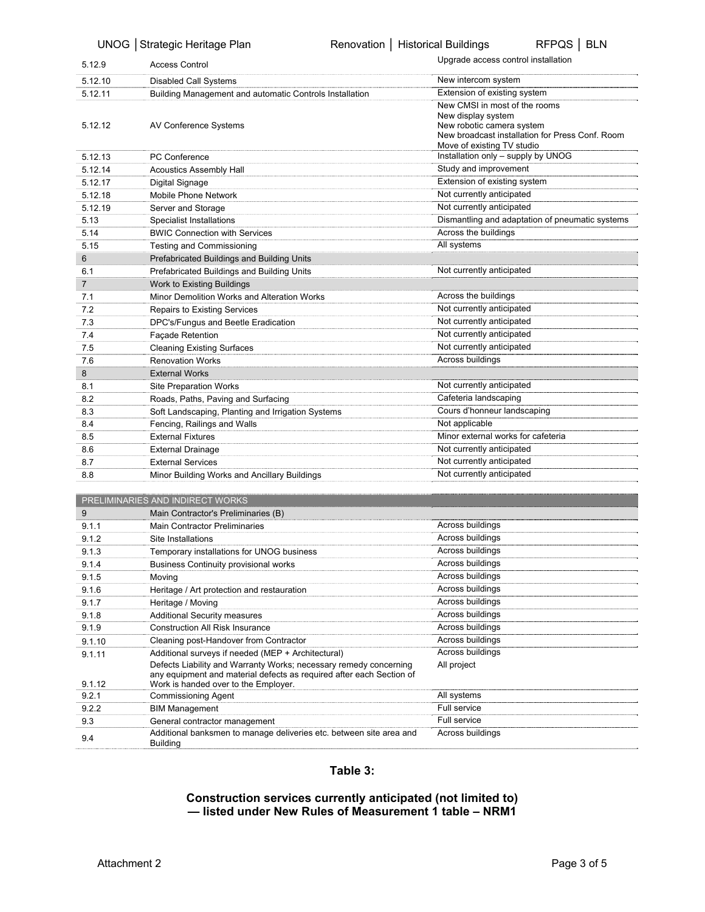| | | |
|---|---|---|
| 5.12.9 | Access Control | Upgrade access control installation |
| 5.12.10 | Disabled Call Systems | New intercom system |
| 5.12.11 | Building Management and automatic Controls Installation | Extension of existing system |
| 5.12.12 | AV Conference Systems | New CMSI in most of the rooms<br>New display system<br>New robotic camera system<br>New broadcast installation for Press Conf. Room<br>Move of existing TV studio |
| 5.12.13 | PC Conference | Installation only – supply by UNOG |
| 5.12.14 | Acoustics Assembly Hall | Study and improvement |
| 5.12.17 | Digital Signage | Extension of existing system |
| 5.12.18 | Mobile Phone Network | Not currently anticipated |
| 5.12.19 | Server and Storage | Not currently anticipated |
| 5.13 | Specialist Installations | Dismantling and adaptation of pneumatic systems |
| 5.14 | BWIC Connection with Services | Across the buildings |
| 5.15 | Testing and Commissioning | All systems |
| 6 | Prefabricated Buildings and Building Units | |
| 6.1 | Prefabricated Buildings and Building Units | Not currently anticipated |
| 7 | Work to Existing Buildings | |
| 7.1 | Minor Demolition Works and Alteration Works | Across the buildings |
| 7.2 | Repairs to Existing Services | Not currently anticipated |
| 7.3 | DPC's/Fungus and Beetle Eradication | Not currently anticipated |
| 7.4 | Façade Retention | Not currently anticipated |
| 7.5 | Cleaning Existing Surfaces | Not currently anticipated |
| 7.6 | Renovation Works | Across buildings |
| 8 | External Works | |
| 8.1 | Site Preparation Works | Not currently anticipated |
| 8.2 | Roads, Paths, Paving and Surfacing | Cafeteria landscaping |
| 8.3 | Soft Landscaping, Planting and Irrigation Systems | Cours d'honneur landscaping |
| 8.4 | Fencing, Railings and Walls | Not applicable |
| 8.5 | External Fixtures | Minor external works for cafeteria |
| 8.6 | External Drainage | Not currently anticipated |
| 8.7 | External Services | Not currently anticipated |
| 8.8 | Minor Building Works and Ancillary Buildings | Not currently anticipated |
| | | |
| PRELIMINARIES AND INDIRECT WORKS | | |
| 9 | Main Contractor's Preliminaries (B) | |
| 9.1.1 | Main Contractor Preliminaries | Across buildings |
| 9.1.2 | Site Installations | Across buildings |
| 9.1.3 | Temporary installations for UNOG business | Across buildings |
| 9.1.4 | Business Continuity provisional works | Across buildings |
| 9.1.5 | Moving | Across buildings |
| 9.1.6 | Heritage / Art protection and restauration | Across buildings |
| 9.1.7 | Heritage / Moving | Across buildings |
| 9.1.8 | Additional Security measures | Across buildings |
| 9.1.9 | Construction All Risk Insurance | Across buildings |
| 9.1.10 | Cleaning post-Handover from Contractor | Across buildings |
| 9.1.11 | Additional surveys if needed (MEP + Architectural) | Across buildings |
| 9.1.12 | Defects Liability and Warranty Works; necessary remedy concerning any equipment and material defects as required after each Section of Work is handed over to the Employer. | All project |
| 9.2.1 | Commissioning Agent | All systems |
| 9.2.2 | BIM Management | Full service |
| 9.3 | General contractor management | Full service |
| 9.4 | Additional banksmen to manage deliveries etc. between site area and Building | Across buildings |

**Table 3:**

**Construction services currently anticipated (not limited to) — listed under New Rules of Measurement 1 table – NRM1**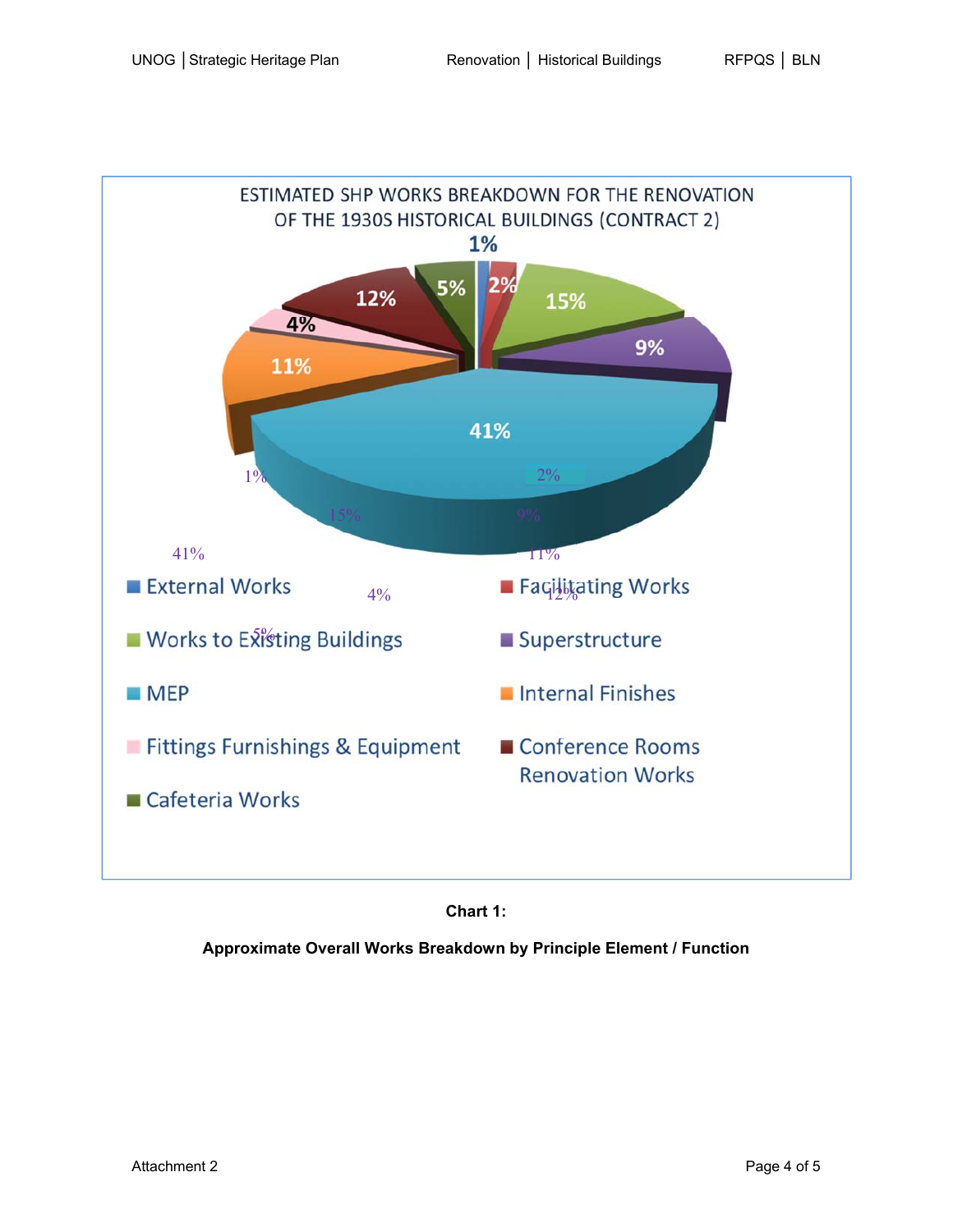ESTIMATED SHP WORKS BREAKDOWN FOR THE RENOVATION OF THE 1930S HISTORICAL BUILDINGS (CONTRACT 2)

1%

5%

2%

12%

15%

4%

9%

11%

41%

1%

2%

15%

9%

41%

11%

External Works

4%

Facilitating Works

12%

Works to Existing Buildings

5%

Superstructure

MEP

Internal Finishes

Fittings Furnishings & Equipment

Conference Rooms Renovation Works

Cafeteria Works

**Chart 1:**

**Approximate Overall Works Breakdown by Principle Element / Function**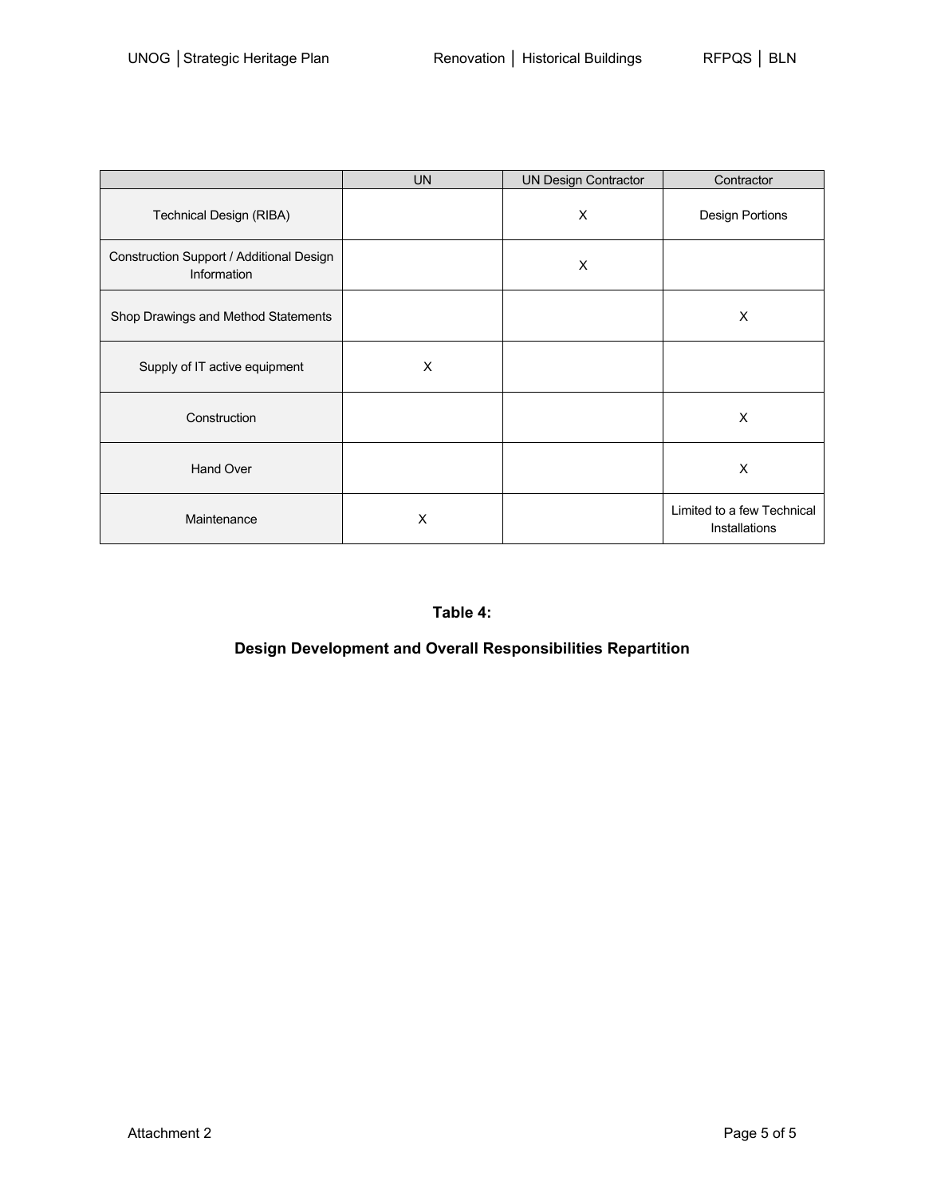| | UN | UN Design Contractor | Contractor |
|---|---|---|---|
| Technical Design (RIBA) | | X | Design Portions |
| Construction Support / Additional Design Information | | X | |
| Shop Drawings and Method Statements | | | X |
| Supply of IT active equipment | X | | |
| Construction | | | X |
| Hand Over | | | X |
| Maintenance | X | | Limited to a few Technical Installations |

**Table 4:**

**Design Development and Overall Responsibilities Repartition**